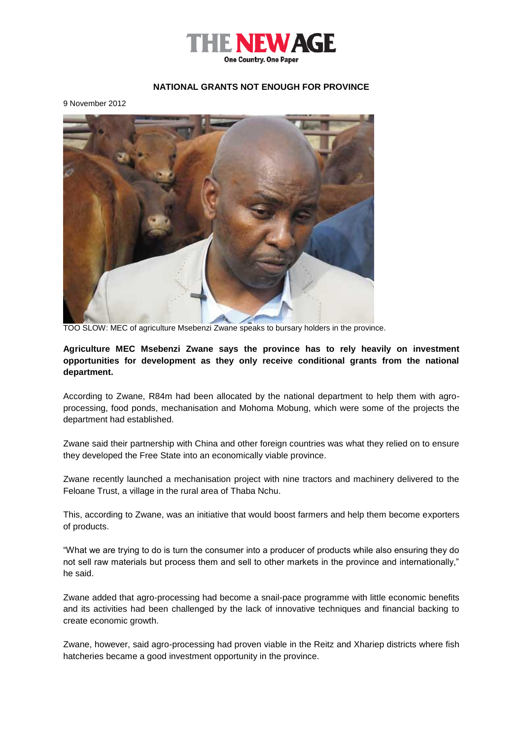THE NEW AGE

One Country. One Paper

## NATIONAL GRANTS NOT ENOUGH FOR PROVINCE

9 November 2012

TOO SLOW: MEC of agriculture Msebenzi Zwane speaks to bursary holders in the province.

**Agriculture MEC Msebenzi Zwane says the province has to rely heavily on investment opportunities for development as they only receive conditional grants from the national department.**

According to Zwane, R84m had been allocated by the national department to help them with agro-processing, food ponds, mechanisation and Mohoma Mobung, which were some of the projects the department had established.

Zwane said their partnership with China and other foreign countries was what they relied on to ensure they developed the Free State into an economically viable province.

Zwane recently launched a mechanisation project with nine tractors and machinery delivered to the Feloane Trust, a village in the rural area of Thaba Nchu.

This, according to Zwane, was an initiative that would boost farmers and help them become exporters of products.

"What we are trying to do is turn the consumer into a producer of products while also ensuring they do not sell raw materials but process them and sell to other markets in the province and internationally," he said.

Zwane added that agro-processing had become a snail-pace programme with little economic benefits and its activities had been challenged by the lack of innovative techniques and financial backing to create economic growth.

Zwane, however, said agro-processing had proven viable in the Reitz and Xhariep districts where fish hatcheries became a good investment opportunity in the province.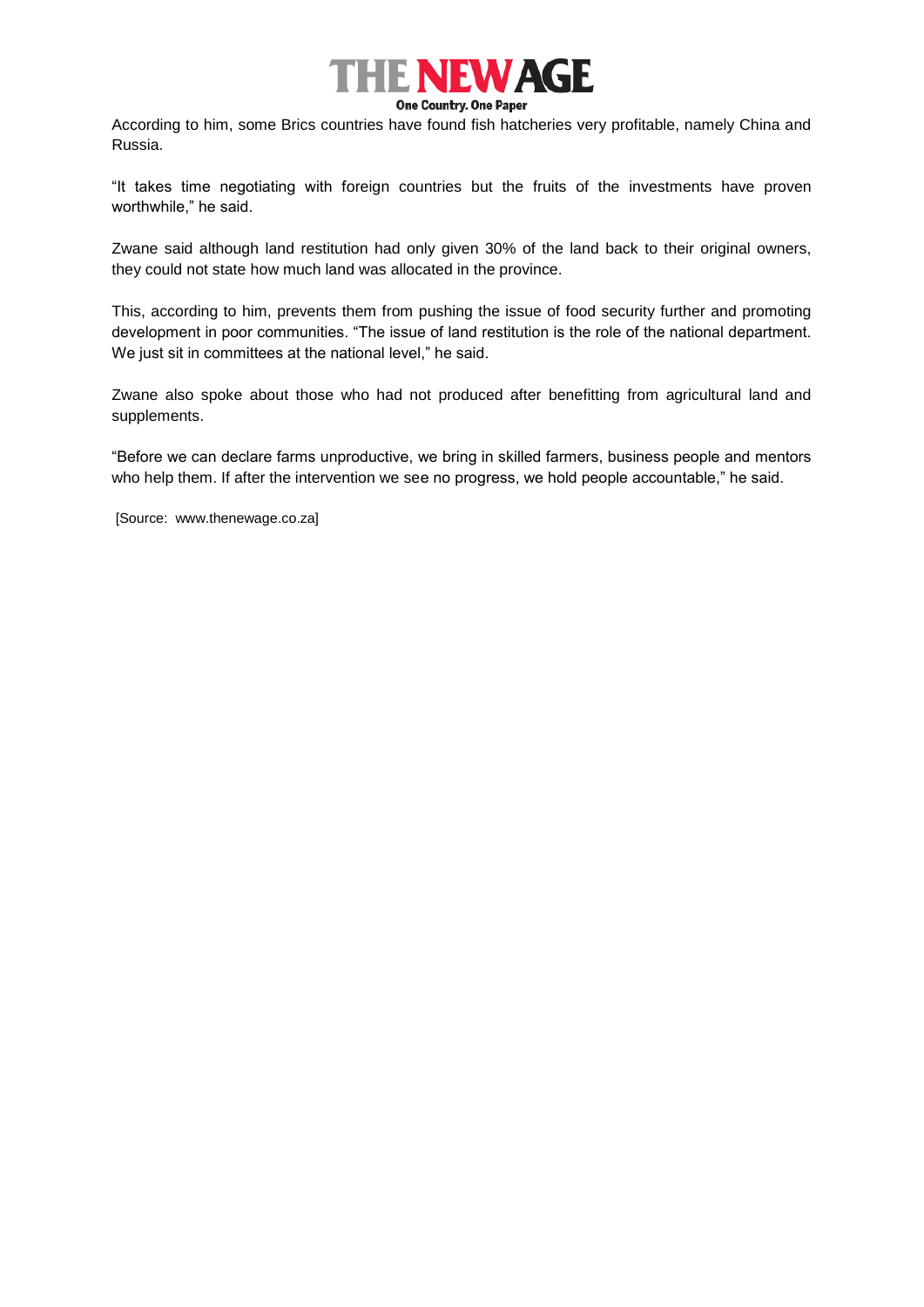According to him, some Brics countries have found fish hatcheries very profitable, namely China and Russia.

"It takes time negotiating with foreign countries but the fruits of the investments have proven worthwhile," he said.

Zwane said although land restitution had only given 30% of the land back to their original owners, they could not state how much land was allocated in the province.

This, according to him, prevents them from pushing the issue of food security further and promoting development in poor communities. "The issue of land restitution is the role of the national department. We just sit in committees at the national level," he said.

Zwane also spoke about those who had not produced after benefitting from agricultural land and supplements.

"Before we can declare farms unproductive, we bring in skilled farmers, business people and mentors who help them. If after the intervention we see no progress, we hold people accountable," he said.

[Source: www.thenewage.co.za]